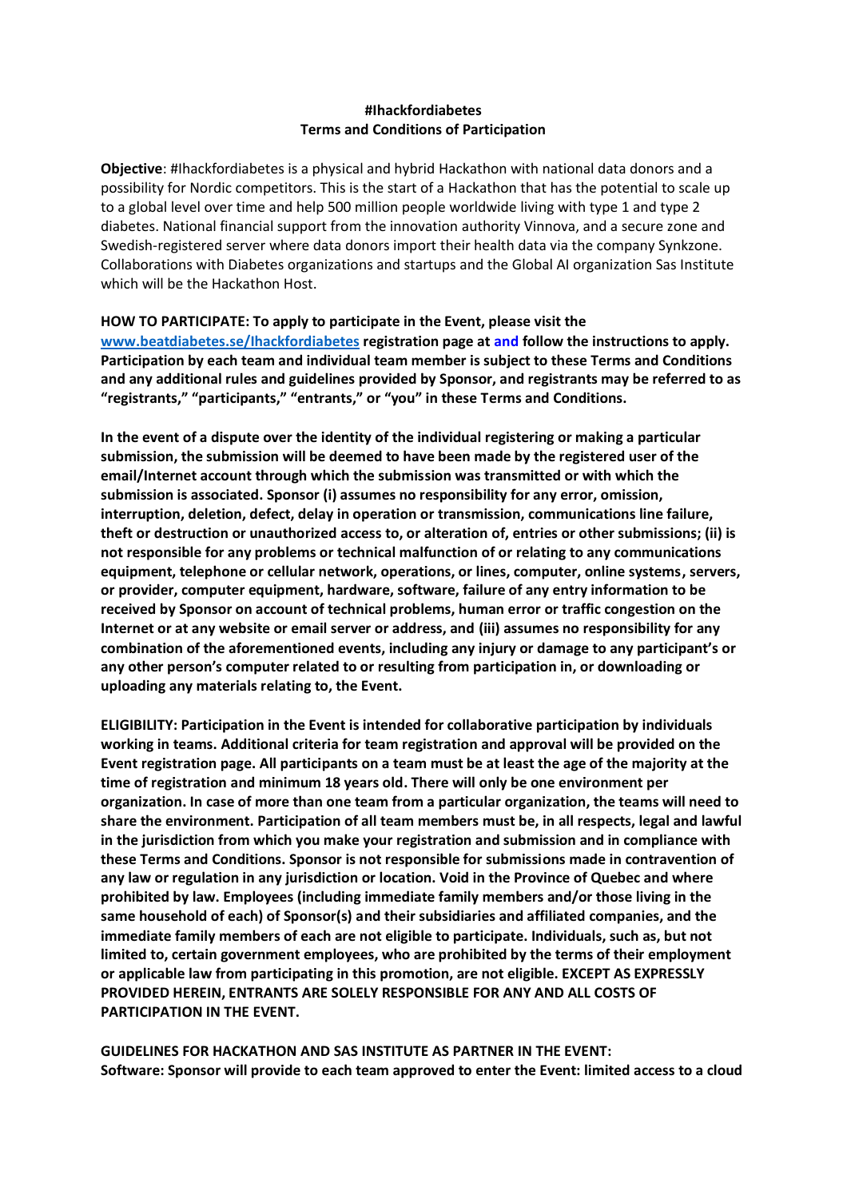**#Ihackfordiabetes**
**Terms and Conditions of Participation**

**Objective**: #Ihackfordiabetes is a physical and hybrid Hackathon with national data donors and a possibility for Nordic competitors. This is the start of a Hackathon that has the potential to scale up to a global level over time and help 500 million people worldwide living with type 1 and type 2 diabetes. National financial support from the innovation authority Vinnova, and a secure zone and Swedish-registered server where data donors import their health data via the company Synkzone. Collaborations with Diabetes organizations and startups and the Global AI organization Sas Institute which will be the Hackathon Host.

**HOW TO PARTICIPATE: To apply to participate in the Event, please visit the [www.beatdiabetes.se/Ihackfordiabetes](http://www.beatdiabetes.se/Ihackfordiabetes) registration page at and follow the instructions to apply. Participation by each team and individual team member is subject to these Terms and Conditions and any additional rules and guidelines provided by Sponsor, and registrants may be referred to as "registrants," "participants," "entrants," or "you" in these Terms and Conditions.**

**In the event of a dispute over the identity of the individual registering or making a particular submission, the submission will be deemed to have been made by the registered user of the email/Internet account through which the submission was transmitted or with which the submission is associated. Sponsor (i) assumes no responsibility for any error, omission, interruption, deletion, defect, delay in operation or transmission, communications line failure, theft or destruction or unauthorized access to, or alteration of, entries or other submissions; (ii) is not responsible for any problems or technical malfunction of or relating to any communications equipment, telephone or cellular network, operations, or lines, computer, online systems, servers, or provider, computer equipment, hardware, software, failure of any entry information to be received by Sponsor on account of technical problems, human error or traffic congestion on the Internet or at any website or email server or address, and (iii) assumes no responsibility for any combination of the aforementioned events, including any injury or damage to any participant's or any other person's computer related to or resulting from participation in, or downloading or uploading any materials relating to, the Event.**

**ELIGIBILITY: Participation in the Event is intended for collaborative participation by individuals working in teams. Additional criteria for team registration and approval will be provided on the Event registration page. All participants on a team must be at least the age of the majority at the time of registration and minimum 18 years old. There will only be one environment per organization. In case of more than one team from a particular organization, the teams will need to share the environment. Participation of all team members must be, in all respects, legal and lawful in the jurisdiction from which you make your registration and submission and in compliance with these Terms and Conditions. Sponsor is not responsible for submissions made in contravention of any law or regulation in any jurisdiction or location. Void in the Province of Quebec and where prohibited by law. Employees (including immediate family members and/or those living in the same household of each) of Sponsor(s) and their subsidiaries and affiliated companies, and the immediate family members of each are not eligible to participate. Individuals, such as, but not limited to, certain government employees, who are prohibited by the terms of their employment or applicable law from participating in this promotion, are not eligible. EXCEPT AS EXPRESSLY PROVIDED HEREIN, ENTRANTS ARE SOLELY RESPONSIBLE FOR ANY AND ALL COSTS OF PARTICIPATION IN THE EVENT.**

**GUIDELINES FOR HACKATHON AND SAS INSTITUTE AS PARTNER IN THE EVENT:**
**Software: Sponsor will provide to each team approved to enter the Event: limited access to a cloud**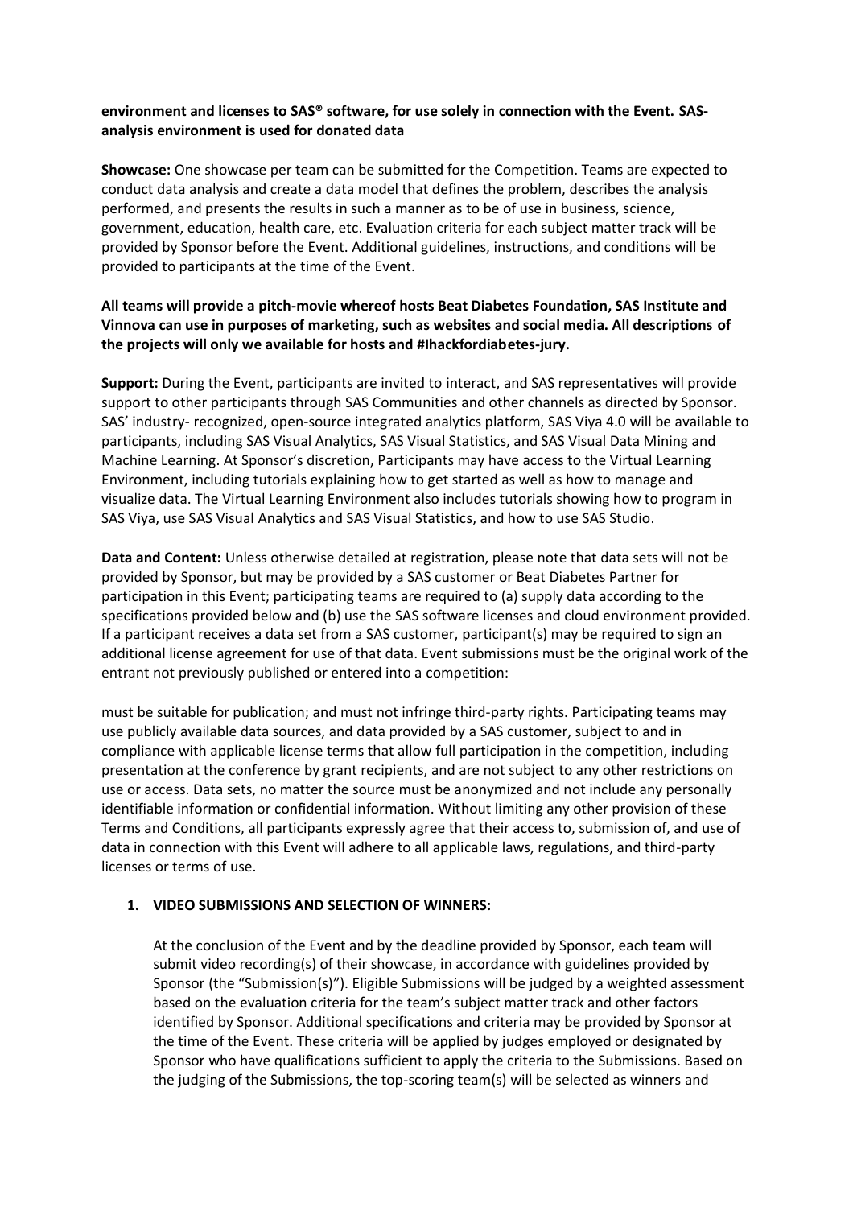**environment and licenses to SAS® software, for use solely in connection with the Event. SAS-analysis environment is used for donated data**

**Showcase:** One showcase per team can be submitted for the Competition. Teams are expected to conduct data analysis and create a data model that defines the problem, describes the analysis performed, and presents the results in such a manner as to be of use in business, science, government, education, health care, etc. Evaluation criteria for each subject matter track will be provided by Sponsor before the Event. Additional guidelines, instructions, and conditions will be provided to participants at the time of the Event.

**All teams will provide a pitch-movie whereof hosts Beat Diabetes Foundation, SAS Institute and Vinnova can use in purposes of marketing, such as websites and social media. All descriptions of the projects will only we available for hosts and #Ihackfordiabetes-jury.**

**Support:** During the Event, participants are invited to interact, and SAS representatives will provide support to other participants through SAS Communities and other channels as directed by Sponsor. SAS' industry- recognized, open-source integrated analytics platform, SAS Viya 4.0 will be available to participants, including SAS Visual Analytics, SAS Visual Statistics, and SAS Visual Data Mining and Machine Learning. At Sponsor's discretion, Participants may have access to the Virtual Learning Environment, including tutorials explaining how to get started as well as how to manage and visualize data. The Virtual Learning Environment also includes tutorials showing how to program in SAS Viya, use SAS Visual Analytics and SAS Visual Statistics, and how to use SAS Studio.

**Data and Content:** Unless otherwise detailed at registration, please note that data sets will not be provided by Sponsor, but may be provided by a SAS customer or Beat Diabetes Partner for participation in this Event; participating teams are required to (a) supply data according to the specifications provided below and (b) use the SAS software licenses and cloud environment provided. If a participant receives a data set from a SAS customer, participant(s) may be required to sign an additional license agreement for use of that data. Event submissions must be the original work of the entrant not previously published or entered into a competition:

must be suitable for publication; and must not infringe third-party rights. Participating teams may use publicly available data sources, and data provided by a SAS customer, subject to and in compliance with applicable license terms that allow full participation in the competition, including presentation at the conference by grant recipients, and are not subject to any other restrictions on use or access. Data sets, no matter the source must be anonymized and not include any personally identifiable information or confidential information. Without limiting any other provision of these Terms and Conditions, all participants expressly agree that their access to, submission of, and use of data in connection with this Event will adhere to all applicable laws, regulations, and third-party licenses or terms of use.

1. **VIDEO SUBMISSIONS AND SELECTION OF WINNERS:**

   At the conclusion of the Event and by the deadline provided by Sponsor, each team will submit video recording(s) of their showcase, in accordance with guidelines provided by Sponsor (the "Submission(s)"). Eligible Submissions will be judged by a weighted assessment based on the evaluation criteria for the team's subject matter track and other factors identified by Sponsor. Additional specifications and criteria may be provided by Sponsor at the time of the Event. These criteria will be applied by judges employed or designated by Sponsor who have qualifications sufficient to apply the criteria to the Submissions. Based on the judging of the Submissions, the top-scoring team(s) will be selected as winners and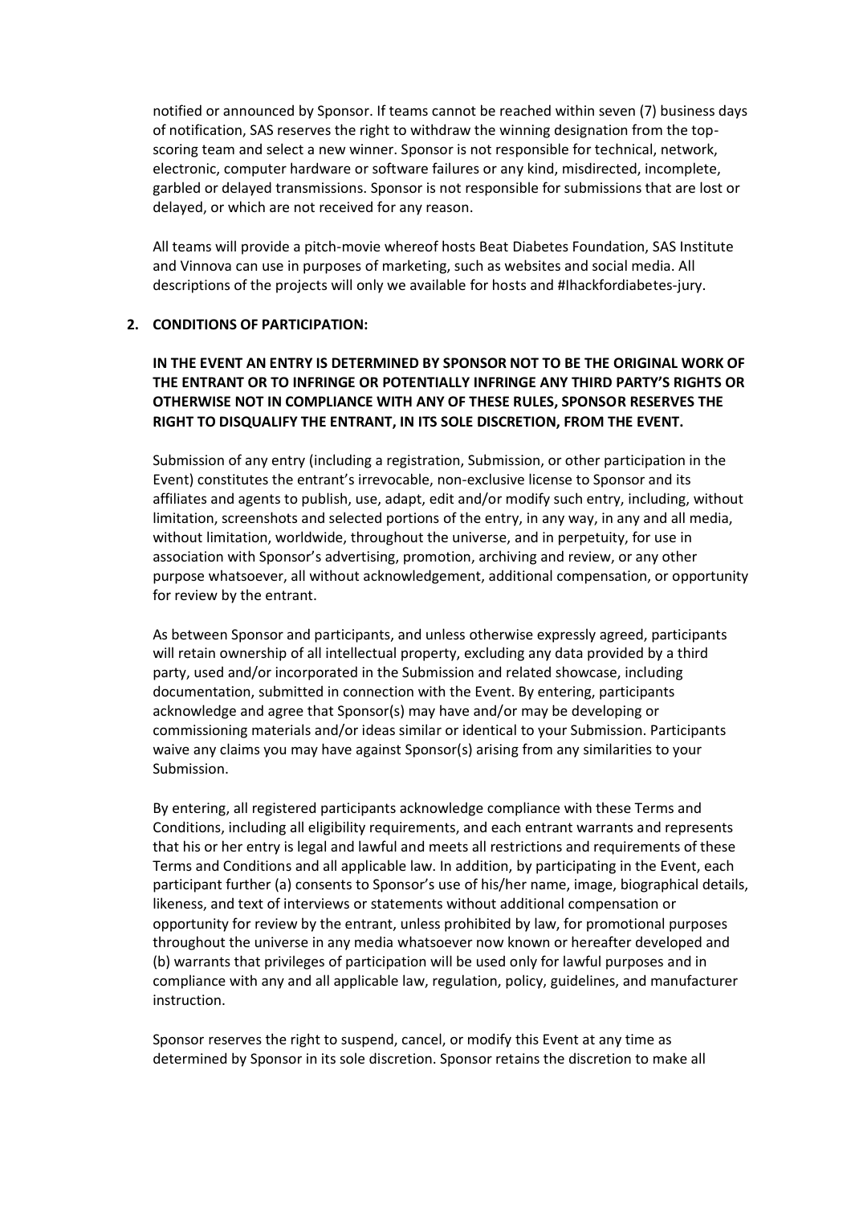notified or announced by Sponsor. If teams cannot be reached within seven (7) business days of notification, SAS reserves the right to withdraw the winning designation from the top-scoring team and select a new winner. Sponsor is not responsible for technical, network, electronic, computer hardware or software failures or any kind, misdirected, incomplete, garbled or delayed transmissions. Sponsor is not responsible for submissions that are lost or delayed, or which are not received for any reason.

All teams will provide a pitch-movie whereof hosts Beat Diabetes Foundation, SAS Institute and Vinnova can use in purposes of marketing, such as websites and social media. All descriptions of the projects will only we available for hosts and #Ihackfordiabetes-jury.

## 2. CONDITIONS OF PARTICIPATION:

**IN THE EVENT AN ENTRY IS DETERMINED BY SPONSOR NOT TO BE THE ORIGINAL WORK OF THE ENTRANT OR TO INFRINGE OR POTENTIALLY INFRINGE ANY THIRD PARTY'S RIGHTS OR OTHERWISE NOT IN COMPLIANCE WITH ANY OF THESE RULES, SPONSOR RESERVES THE RIGHT TO DISQUALIFY THE ENTRANT, IN ITS SOLE DISCRETION, FROM THE EVENT.**

Submission of any entry (including a registration, Submission, or other participation in the Event) constitutes the entrant's irrevocable, non-exclusive license to Sponsor and its affiliates and agents to publish, use, adapt, edit and/or modify such entry, including, without limitation, screenshots and selected portions of the entry, in any way, in any and all media, without limitation, worldwide, throughout the universe, and in perpetuity, for use in association with Sponsor's advertising, promotion, archiving and review, or any other purpose whatsoever, all without acknowledgement, additional compensation, or opportunity for review by the entrant.

As between Sponsor and participants, and unless otherwise expressly agreed, participants will retain ownership of all intellectual property, excluding any data provided by a third party, used and/or incorporated in the Submission and related showcase, including documentation, submitted in connection with the Event. By entering, participants acknowledge and agree that Sponsor(s) may have and/or may be developing or commissioning materials and/or ideas similar or identical to your Submission. Participants waive any claims you may have against Sponsor(s) arising from any similarities to your Submission.

By entering, all registered participants acknowledge compliance with these Terms and Conditions, including all eligibility requirements, and each entrant warrants and represents that his or her entry is legal and lawful and meets all restrictions and requirements of these Terms and Conditions and all applicable law. In addition, by participating in the Event, each participant further (a) consents to Sponsor's use of his/her name, image, biographical details, likeness, and text of interviews or statements without additional compensation or opportunity for review by the entrant, unless prohibited by law, for promotional purposes throughout the universe in any media whatsoever now known or hereafter developed and (b) warrants that privileges of participation will be used only for lawful purposes and in compliance with any and all applicable law, regulation, policy, guidelines, and manufacturer instruction.

Sponsor reserves the right to suspend, cancel, or modify this Event at any time as determined by Sponsor in its sole discretion. Sponsor retains the discretion to make all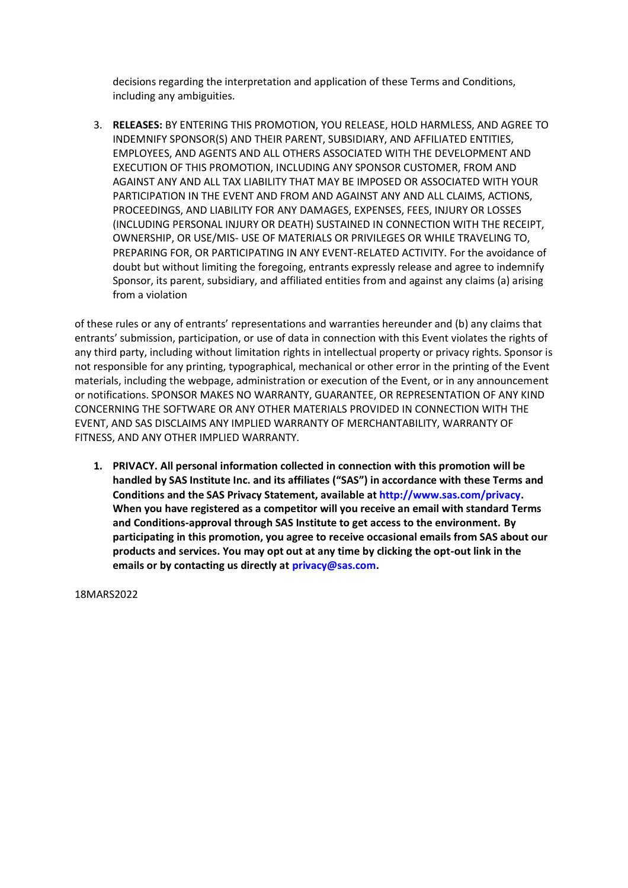decisions regarding the interpretation and application of these Terms and Conditions, including any ambiguities.

3. **RELEASES:** BY ENTERING THIS PROMOTION, YOU RELEASE, HOLD HARMLESS, AND AGREE TO INDEMNIFY SPONSOR(S) AND THEIR PARENT, SUBSIDIARY, AND AFFILIATED ENTITIES, EMPLOYEES, AND AGENTS AND ALL OTHERS ASSOCIATED WITH THE DEVELOPMENT AND EXECUTION OF THIS PROMOTION, INCLUDING ANY SPONSOR CUSTOMER, FROM AND AGAINST ANY AND ALL TAX LIABILITY THAT MAY BE IMPOSED OR ASSOCIATED WITH YOUR PARTICIPATION IN THE EVENT AND FROM AND AGAINST ANY AND ALL CLAIMS, ACTIONS, PROCEEDINGS, AND LIABILITY FOR ANY DAMAGES, EXPENSES, FEES, INJURY OR LOSSES (INCLUDING PERSONAL INJURY OR DEATH) SUSTAINED IN CONNECTION WITH THE RECEIPT, OWNERSHIP, OR USE/MIS- USE OF MATERIALS OR PRIVILEGES OR WHILE TRAVELING TO, PREPARING FOR, OR PARTICIPATING IN ANY EVENT-RELATED ACTIVITY. For the avoidance of doubt but without limiting the foregoing, entrants expressly release and agree to indemnify Sponsor, its parent, subsidiary, and affiliated entities from and against any claims (a) arising from a violation

of these rules or any of entrants' representations and warranties hereunder and (b) any claims that entrants' submission, participation, or use of data in connection with this Event violates the rights of any third party, including without limitation rights in intellectual property or privacy rights. Sponsor is not responsible for any printing, typographical, mechanical or other error in the printing of the Event materials, including the webpage, administration or execution of the Event, or in any announcement or notifications. SPONSOR MAKES NO WARRANTY, GUARANTEE, OR REPRESENTATION OF ANY KIND CONCERNING THE SOFTWARE OR ANY OTHER MATERIALS PROVIDED IN CONNECTION WITH THE EVENT, AND SAS DISCLAIMS ANY IMPLIED WARRANTY OF MERCHANTABILITY, WARRANTY OF FITNESS, AND ANY OTHER IMPLIED WARRANTY.

1. **PRIVACY. All personal information collected in connection with this promotion will be handled by SAS Institute Inc. and its affiliates ("SAS") in accordance with these Terms and Conditions and the SAS Privacy Statement, available at http://www.sas.com/privacy. When you have registered as a competitor will you receive an email with standard Terms and Conditions-approval through SAS Institute to get access to the environment. By participating in this promotion, you agree to receive occasional emails from SAS about our products and services. You may opt out at any time by clicking the opt-out link in the emails or by contacting us directly at privacy@sas.com.**

18MARS2022